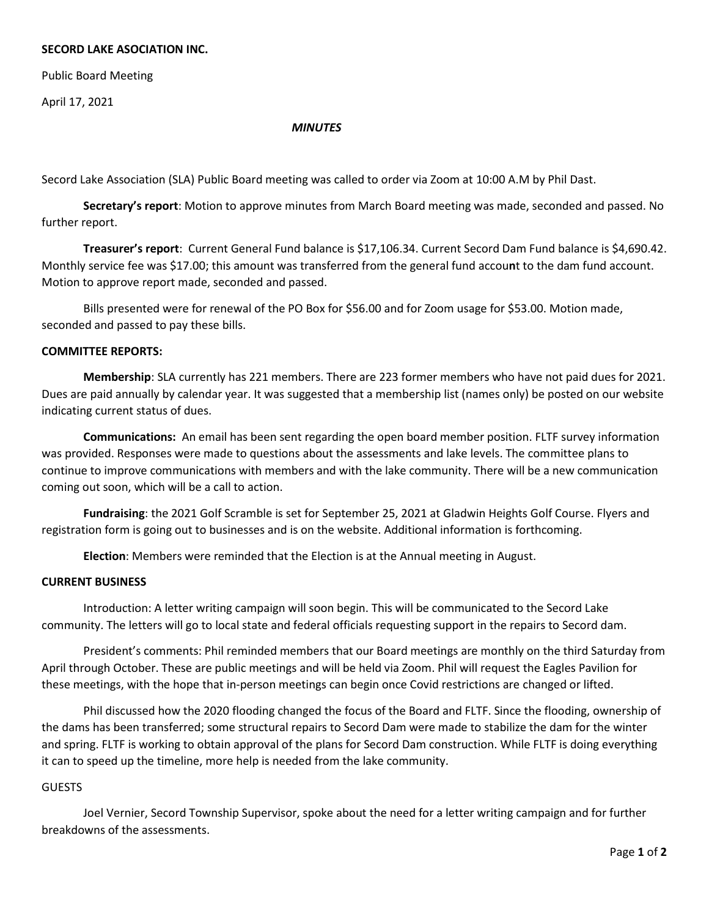**SECORD LAKE ASOCIATION INC.**

Public Board Meeting

April 17, 2021

***MINUTES***

Secord Lake Association (SLA) Public Board meeting was called to order via Zoom at 10:00 A.M by Phil Dast.

**Secretary's report**: Motion to approve minutes from March Board meeting was made, seconded and passed. No further report.

**Treasurer's report**: Current General Fund balance is $17,106.34. Current Secord Dam Fund balance is $4,690.42. Monthly service fee was $17.00; this amount was transferred from the general fund account to the dam fund account. Motion to approve report made, seconded and passed.

Bills presented were for renewal of the PO Box for $56.00 and for Zoom usage for $53.00. Motion made, seconded and passed to pay these bills.

**COMMITTEE REPORTS:**

**Membership**: SLA currently has 221 members. There are 223 former members who have not paid dues for 2021. Dues are paid annually by calendar year. It was suggested that a membership list (names only) be posted on our website indicating current status of dues.

**Communications:** An email has been sent regarding the open board member position. FLTF survey information was provided. Responses were made to questions about the assessments and lake levels. The committee plans to continue to improve communications with members and with the lake community. There will be a new communication coming out soon, which will be a call to action.

**Fundraising**: the 2021 Golf Scramble is set for September 25, 2021 at Gladwin Heights Golf Course. Flyers and registration form is going out to businesses and is on the website. Additional information is forthcoming.

**Election**: Members were reminded that the Election is at the Annual meeting in August.

**CURRENT BUSINESS**

Introduction: A letter writing campaign will soon begin. This will be communicated to the Secord Lake community. The letters will go to local state and federal officials requesting support in the repairs to Secord dam.

President's comments: Phil reminded members that our Board meetings are monthly on the third Saturday from April through October. These are public meetings and will be held via Zoom. Phil will request the Eagles Pavilion for these meetings, with the hope that in-person meetings can begin once Covid restrictions are changed or lifted.

Phil discussed how the 2020 flooding changed the focus of the Board and FLTF. Since the flooding, ownership of the dams has been transferred; some structural repairs to Secord Dam were made to stabilize the dam for the winter and spring. FLTF is working to obtain approval of the plans for Secord Dam construction. While FLTF is doing everything it can to speed up the timeline, more help is needed from the lake community.

GUESTS

Joel Vernier, Secord Township Supervisor, spoke about the need for a letter writing campaign and for further breakdowns of the assessments.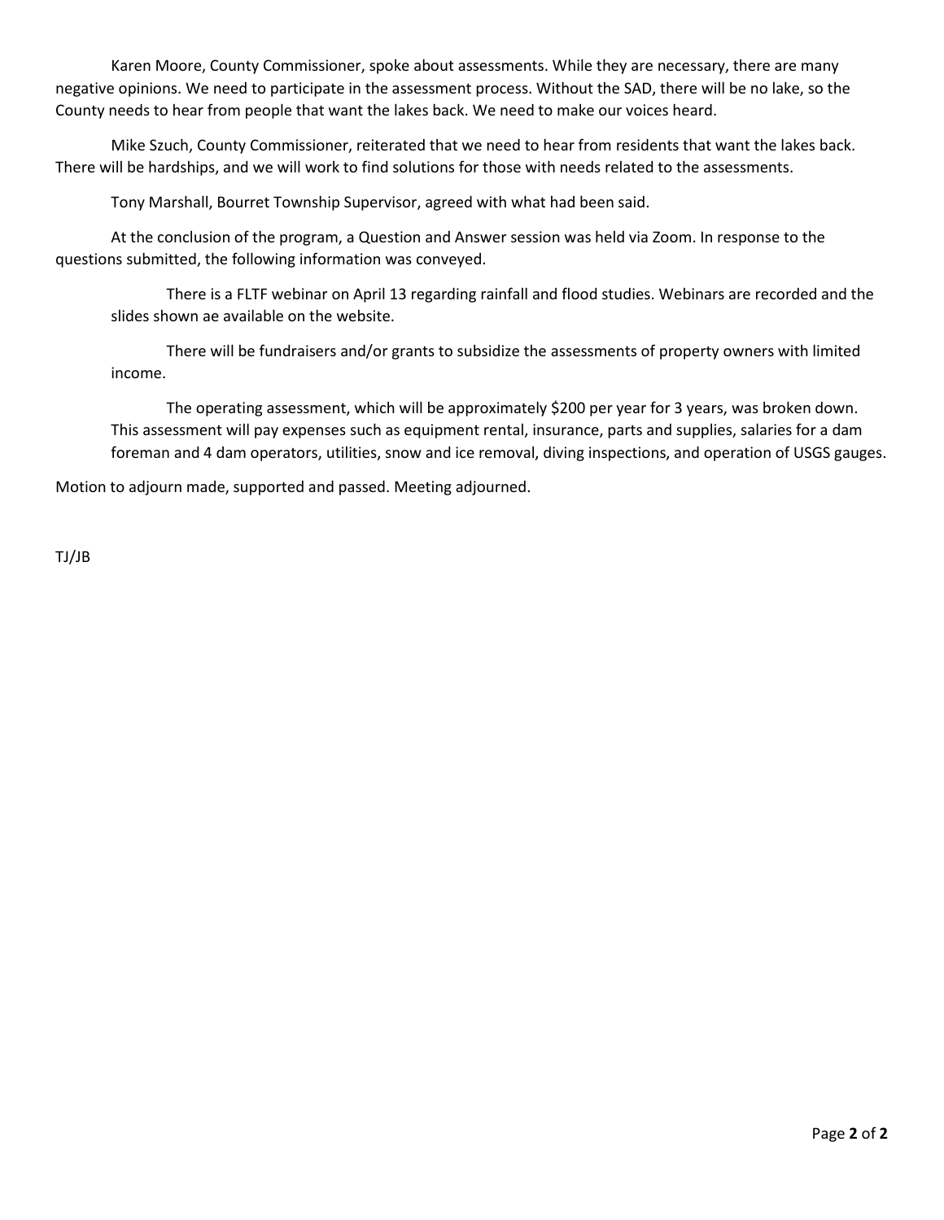Karen Moore, County Commissioner, spoke about assessments. While they are necessary, there are many negative opinions. We need to participate in the assessment process. Without the SAD, there will be no lake, so the County needs to hear from people that want the lakes back. We need to make our voices heard.

Mike Szuch, County Commissioner, reiterated that we need to hear from residents that want the lakes back. There will be hardships, and we will work to find solutions for those with needs related to the assessments.

Tony Marshall, Bourret Township Supervisor, agreed with what had been said.

At the conclusion of the program, a Question and Answer session was held via Zoom. In response to the questions submitted, the following information was conveyed.

> There is a FLTF webinar on April 13 regarding rainfall and flood studies. Webinars are recorded and the slides shown ae available on the website.
>
> There will be fundraisers and/or grants to subsidize the assessments of property owners with limited income.
>
> The operating assessment, which will be approximately $200 per year for 3 years, was broken down. This assessment will pay expenses such as equipment rental, insurance, parts and supplies, salaries for a dam foreman and 4 dam operators, utilities, snow and ice removal, diving inspections, and operation of USGS gauges.

Motion to adjourn made, supported and passed. Meeting adjourned.

TJ/JB